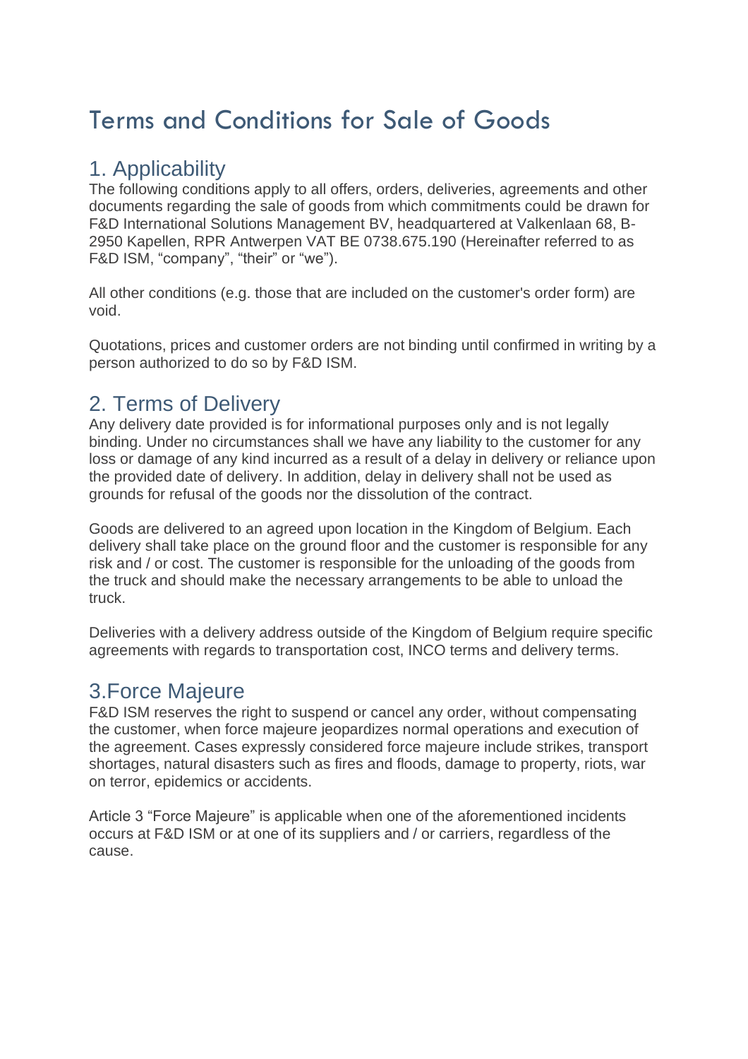# Terms and Conditions for Sale of Goods

## 1. Applicability

The following conditions apply to all offers, orders, deliveries, agreements and other documents regarding the sale of goods from which commitments could be drawn for F&D International Solutions Management BV, headquartered at Valkenlaan 68, B-2950 Kapellen, RPR Antwerpen VAT BE 0738.675.190 (Hereinafter referred to as F&D ISM, “company”, “their” or “we”).

All other conditions (e.g. those that are included on the customer's order form) are void.

Quotations, prices and customer orders are not binding until confirmed in writing by a person authorized to do so by F&D ISM.

## 2. Terms of Delivery

Any delivery date provided is for informational purposes only and is not legally binding. Under no circumstances shall we have any liability to the customer for any loss or damage of any kind incurred as a result of a delay in delivery or reliance upon the provided date of delivery. In addition, delay in delivery shall not be used as grounds for refusal of the goods nor the dissolution of the contract.

Goods are delivered to an agreed upon location in the Kingdom of Belgium. Each delivery shall take place on the ground floor and the customer is responsible for any risk and / or cost. The customer is responsible for the unloading of the goods from the truck and should make the necessary arrangements to be able to unload the truck.

Deliveries with a delivery address outside of the Kingdom of Belgium require specific agreements with regards to transportation cost, INCO terms and delivery terms.

## 3.Force Majeure

F&D ISM reserves the right to suspend or cancel any order, without compensating the customer, when force majeure jeopardizes normal operations and execution of the agreement. Cases expressly considered force majeure include strikes, transport shortages, natural disasters such as fires and floods, damage to property, riots, war on terror, epidemics or accidents.

Article 3 “Force Majeure” is applicable when one of the aforementioned incidents occurs at F&D ISM or at one of its suppliers and / or carriers, regardless of the cause.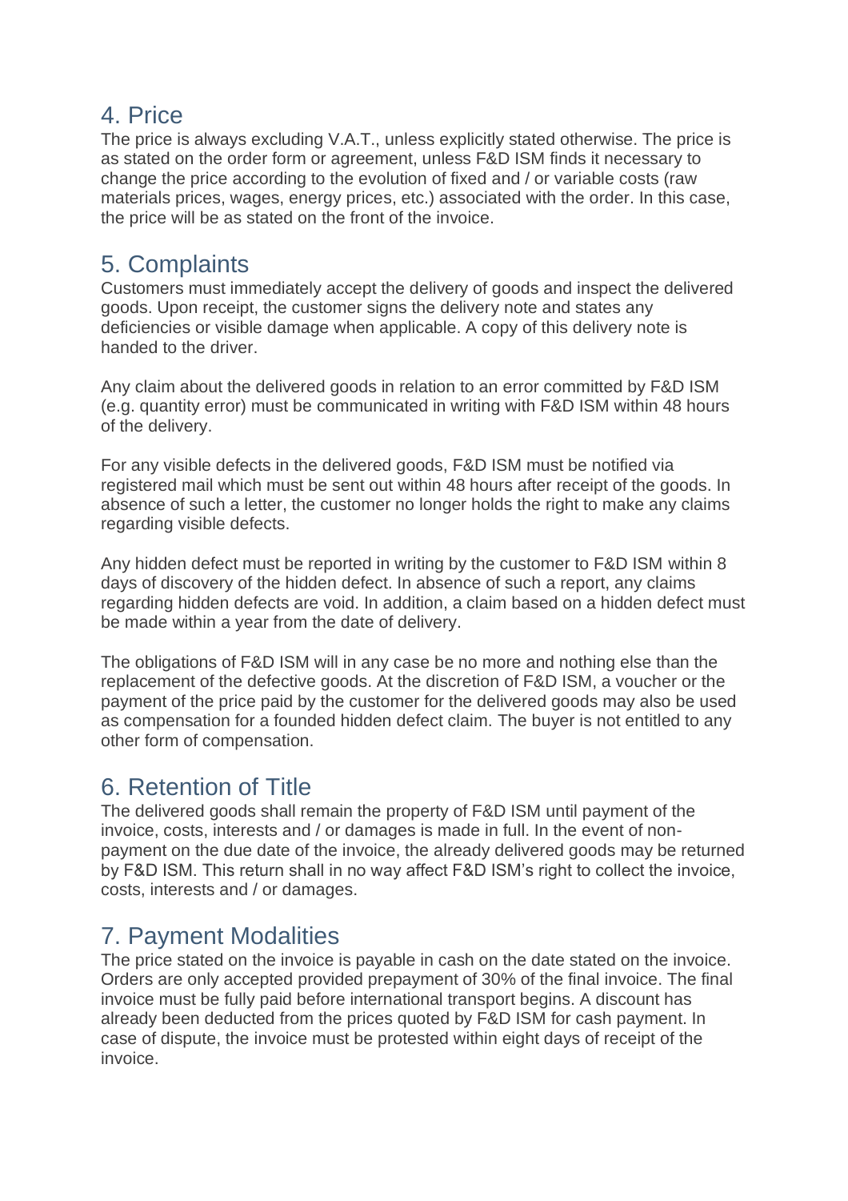## 4. Price

The price is always excluding V.A.T., unless explicitly stated otherwise. The price is as stated on the order form or agreement, unless F&D ISM finds it necessary to change the price according to the evolution of fixed and / or variable costs (raw materials prices, wages, energy prices, etc.) associated with the order. In this case, the price will be as stated on the front of the invoice.

## 5. Complaints

Customers must immediately accept the delivery of goods and inspect the delivered goods. Upon receipt, the customer signs the delivery note and states any deficiencies or visible damage when applicable. A copy of this delivery note is handed to the driver.

Any claim about the delivered goods in relation to an error committed by F&D ISM (e.g. quantity error) must be communicated in writing with F&D ISM within 48 hours of the delivery.

For any visible defects in the delivered goods, F&D ISM must be notified via registered mail which must be sent out within 48 hours after receipt of the goods. In absence of such a letter, the customer no longer holds the right to make any claims regarding visible defects.

Any hidden defect must be reported in writing by the customer to F&D ISM within 8 days of discovery of the hidden defect. In absence of such a report, any claims regarding hidden defects are void. In addition, a claim based on a hidden defect must be made within a year from the date of delivery.

The obligations of F&D ISM will in any case be no more and nothing else than the replacement of the defective goods. At the discretion of F&D ISM, a voucher or the payment of the price paid by the customer for the delivered goods may also be used as compensation for a founded hidden defect claim. The buyer is not entitled to any other form of compensation.

## 6. Retention of Title

The delivered goods shall remain the property of F&D ISM until payment of the invoice, costs, interests and / or damages is made in full. In the event of non-payment on the due date of the invoice, the already delivered goods may be returned by F&D ISM. This return shall in no way affect F&D ISM's right to collect the invoice, costs, interests and / or damages.

## 7. Payment Modalities

The price stated on the invoice is payable in cash on the date stated on the invoice. Orders are only accepted provided prepayment of 30% of the final invoice. The final invoice must be fully paid before international transport begins. A discount has already been deducted from the prices quoted by F&D ISM for cash payment. In case of dispute, the invoice must be protested within eight days of receipt of the invoice.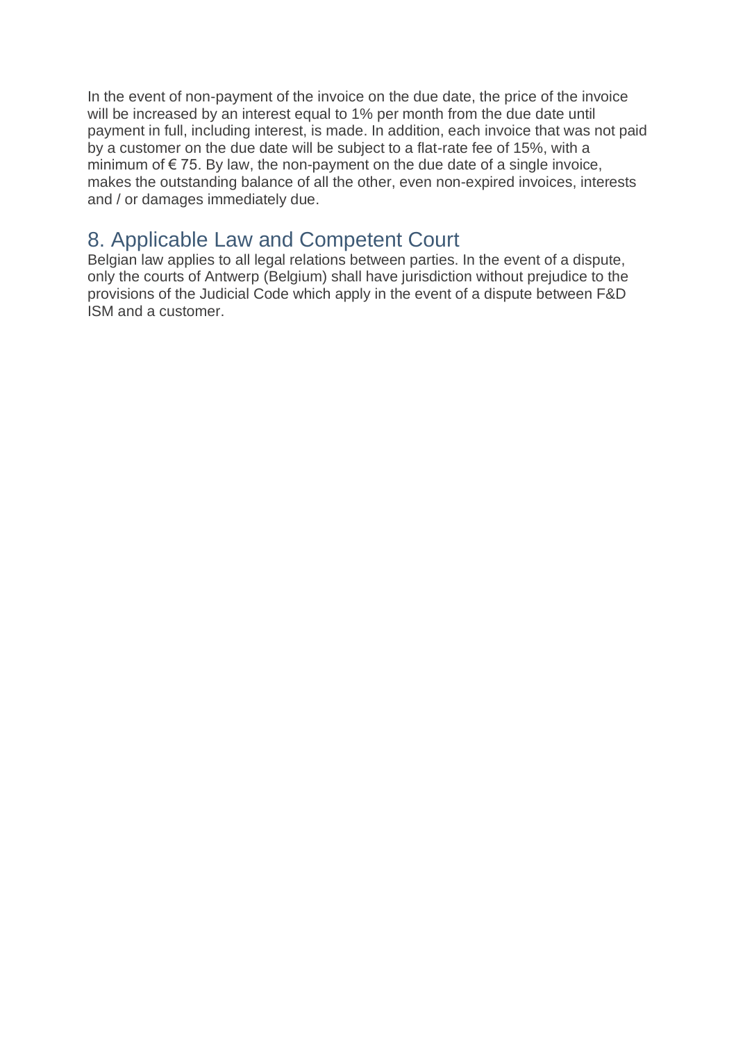In the event of non-payment of the invoice on the due date, the price of the invoice will be increased by an interest equal to 1% per month from the due date until payment in full, including interest, is made. In addition, each invoice that was not paid by a customer on the due date will be subject to a flat-rate fee of 15%, with a minimum of € 75. By law, the non-payment on the due date of a single invoice, makes the outstanding balance of all the other, even non-expired invoices, interests and / or damages immediately due.

## 8. Applicable Law and Competent Court

Belgian law applies to all legal relations between parties. In the event of a dispute, only the courts of Antwerp (Belgium) shall have jurisdiction without prejudice to the provisions of the Judicial Code which apply in the event of a dispute between F&D ISM and a customer.